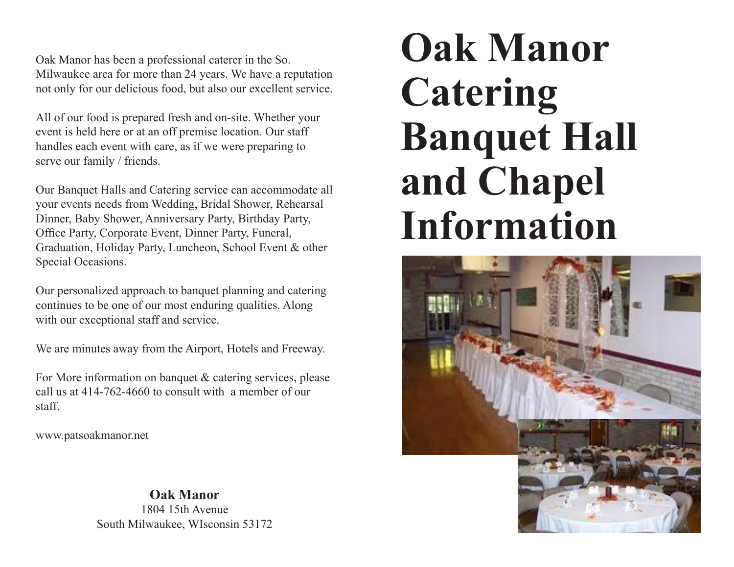# Oak Manor Catering Banquet Hall and Chapel Information

Oak Manor has been a professional caterer in the So. Milwaukee area for more than 24 years. We have a reputation not only for our delicious food, but also our excellent service.

All of our food is prepared fresh and on-site. Whether your event is held here or at an off premise location. Our staff handles each event with care, as if we were preparing to serve our family / friends.

Our Banquet Halls and Catering service can accommodate all your events needs from Wedding, Bridal Shower, Rehearsal Dinner, Baby Shower, Anniversary Party, Birthday Party, Office Party, Corporate Event, Dinner Party, Funeral, Graduation, Holiday Party, Luncheon, School Event & other Special Occasions.

Our personalized approach to banquet planning and catering continues to be one of our most enduring qualities. Along with our exceptional staff and service.

We are minutes away from the Airport, Hotels and Freeway.

For More information on banquet & catering services, please call us at 414-762-4660 to consult with a member of our staff.

www.patsoakmanor.net

**Oak Manor**
1804 15th Avenue
South Milwaukee, WIsconsin 53172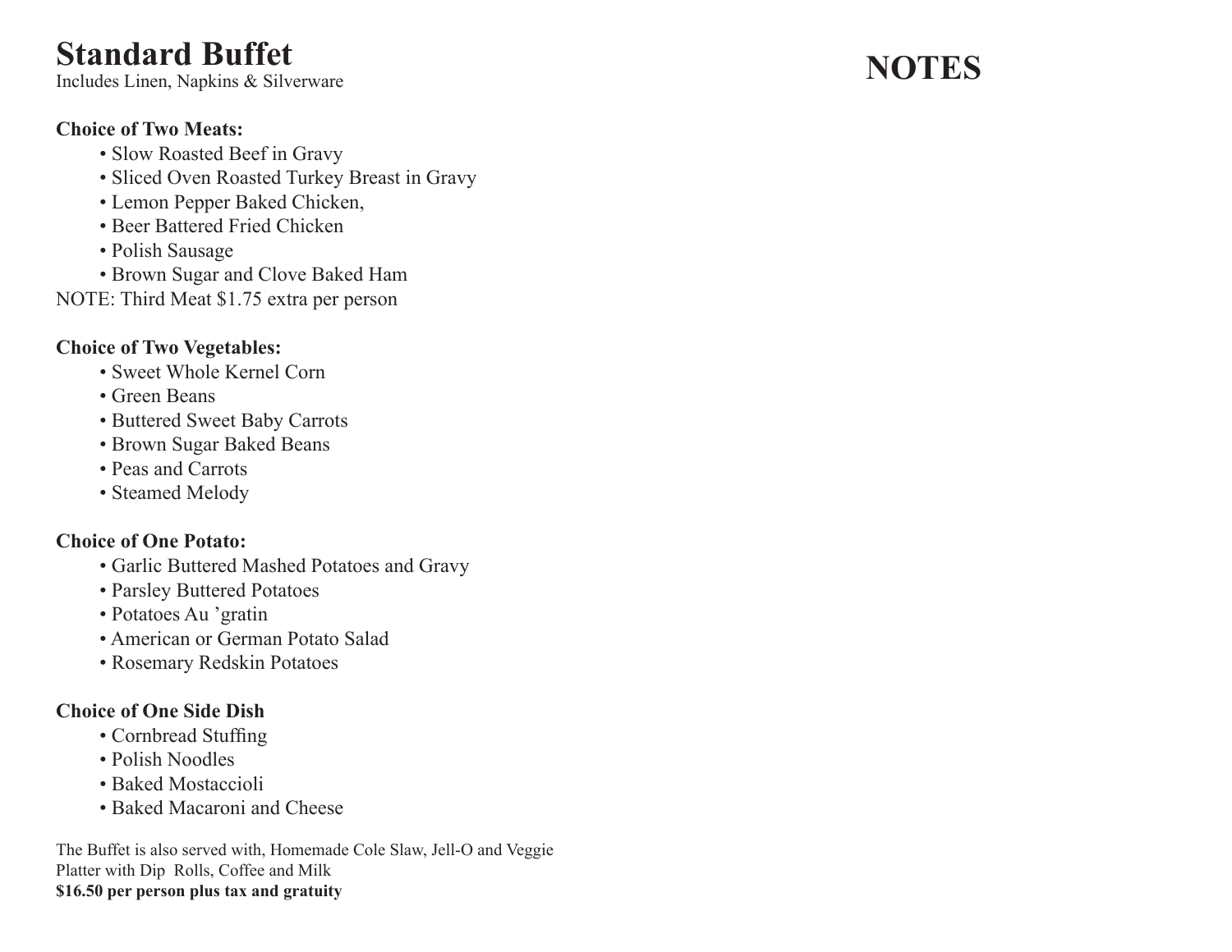# Standard Buffet

Includes Linen, Napkins & Silverware

**Choice of Two Meats:**

- Slow Roasted Beef in Gravy
- Sliced Oven Roasted Turkey Breast in Gravy
- Lemon Pepper Baked Chicken,
- Beer Battered Fried Chicken
- Polish Sausage
- Brown Sugar and Clove Baked Ham

NOTE: Third Meat $1.75 extra per person

**Choice of Two Vegetables:**

- Sweet Whole Kernel Corn
- Green Beans
- Buttered Sweet Baby Carrots
- Brown Sugar Baked Beans
- Peas and Carrots
- Steamed Melody

**Choice of One Potato:**

- Garlic Buttered Mashed Potatoes and Gravy
- Parsley Buttered Potatoes
- Potatoes Au 'gratin
- American or German Potato Salad
- Rosemary Redskin Potatoes

**Choice of One Side Dish**

- Cornbread Stuffing
- Polish Noodles
- Baked Mostaccioli
- Baked Macaroni and Cheese

The Buffet is also served with, Homemade Cole Slaw, Jell-O and Veggie Platter with Dip Rolls, Coffee and Milk

**$16.50 per person plus tax and gratuity**

# NOTES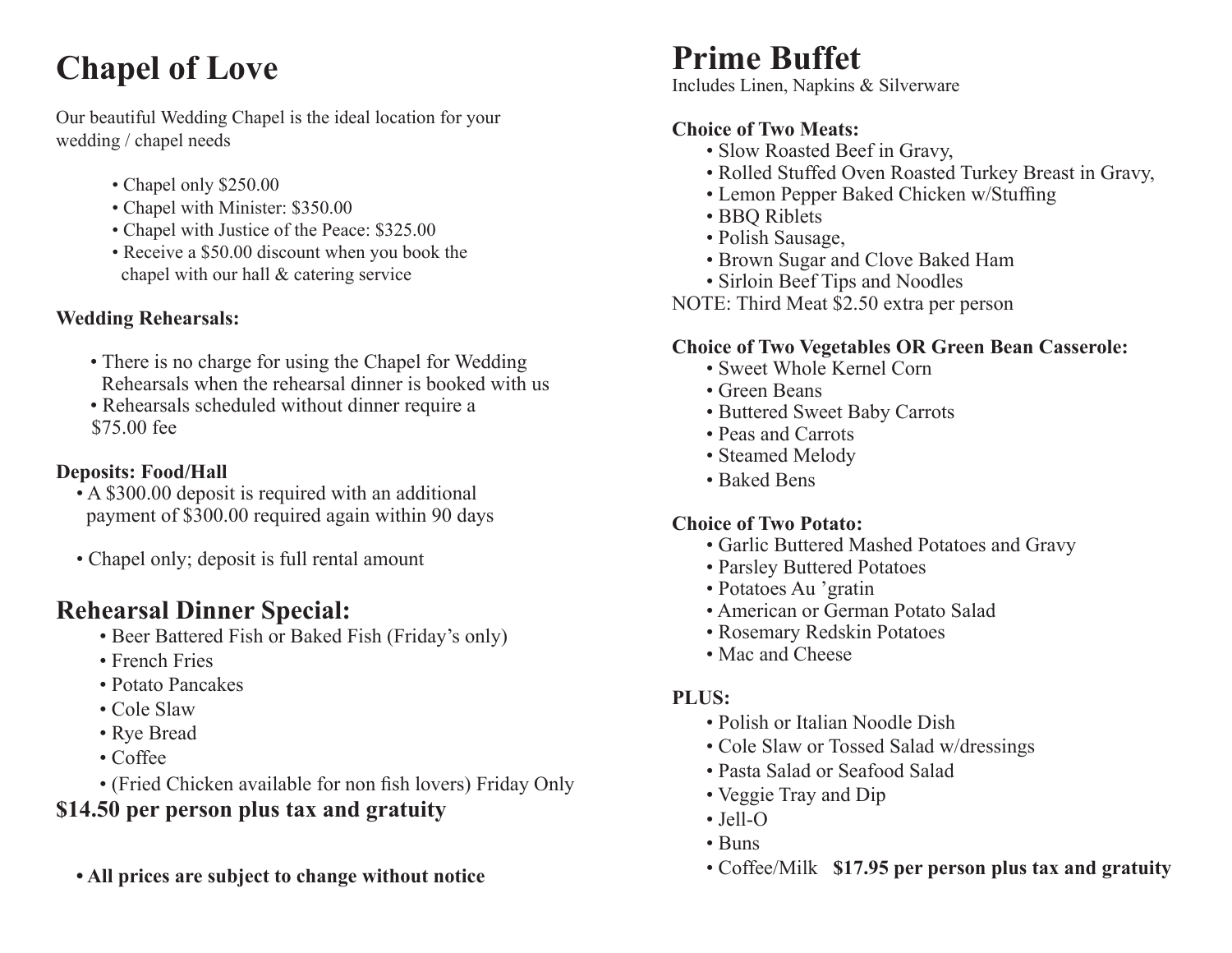# Chapel of Love

Our beautiful Wedding Chapel is the ideal location for your wedding / chapel needs

- Chapel only $250.00
- Chapel with Minister: $350.00
- Chapel with Justice of the Peace: $325.00
- Receive a $50.00 discount when you book the chapel with our hall & catering service

**Wedding Rehearsals:**

- There is no charge for using the Chapel for Wedding Rehearsals when the rehearsal dinner is booked with us
- Rehearsals scheduled without dinner require a $75.00 fee

**Deposits: Food/Hall**

- A $300.00 deposit is required with an additional payment of $300.00 required again within 90 days
- Chapel only; deposit is full rental amount

## Rehearsal Dinner Special:

- Beer Battered Fish or Baked Fish (Friday's only)
- French Fries
- Potato Pancakes
- Cole Slaw
- Rye Bread
- Coffee
- (Fried Chicken available for non fish lovers) Friday Only

**$14.50 per person plus tax and gratuity**

- **All prices are subject to change without notice**

# Prime Buffet

Includes Linen, Napkins & Silverware

**Choice of Two Meats:**

- Slow Roasted Beef in Gravy,
- Rolled Stuffed Oven Roasted Turkey Breast in Gravy,
- Lemon Pepper Baked Chicken w/Stuffing
- BBQ Riblets
- Polish Sausage,
- Brown Sugar and Clove Baked Ham
- Sirloin Beef Tips and Noodles

NOTE: Third Meat $2.50 extra per person

**Choice of Two Vegetables OR Green Bean Casserole:**

- Sweet Whole Kernel Corn
- Green Beans
- Buttered Sweet Baby Carrots
- Peas and Carrots
- Steamed Melody
- Baked Bens

**Choice of Two Potato:**

- Garlic Buttered Mashed Potatoes and Gravy
- Parsley Buttered Potatoes
- Potatoes Au 'gratin
- American or German Potato Salad
- Rosemary Redskin Potatoes
- Mac and Cheese

**PLUS:**

- Polish or Italian Noodle Dish
- Cole Slaw or Tossed Salad w/dressings
- Pasta Salad or Seafood Salad
- Veggie Tray and Dip
- Jell-O
- Buns
- Coffee/Milk **$17.95 per person plus tax and gratuity**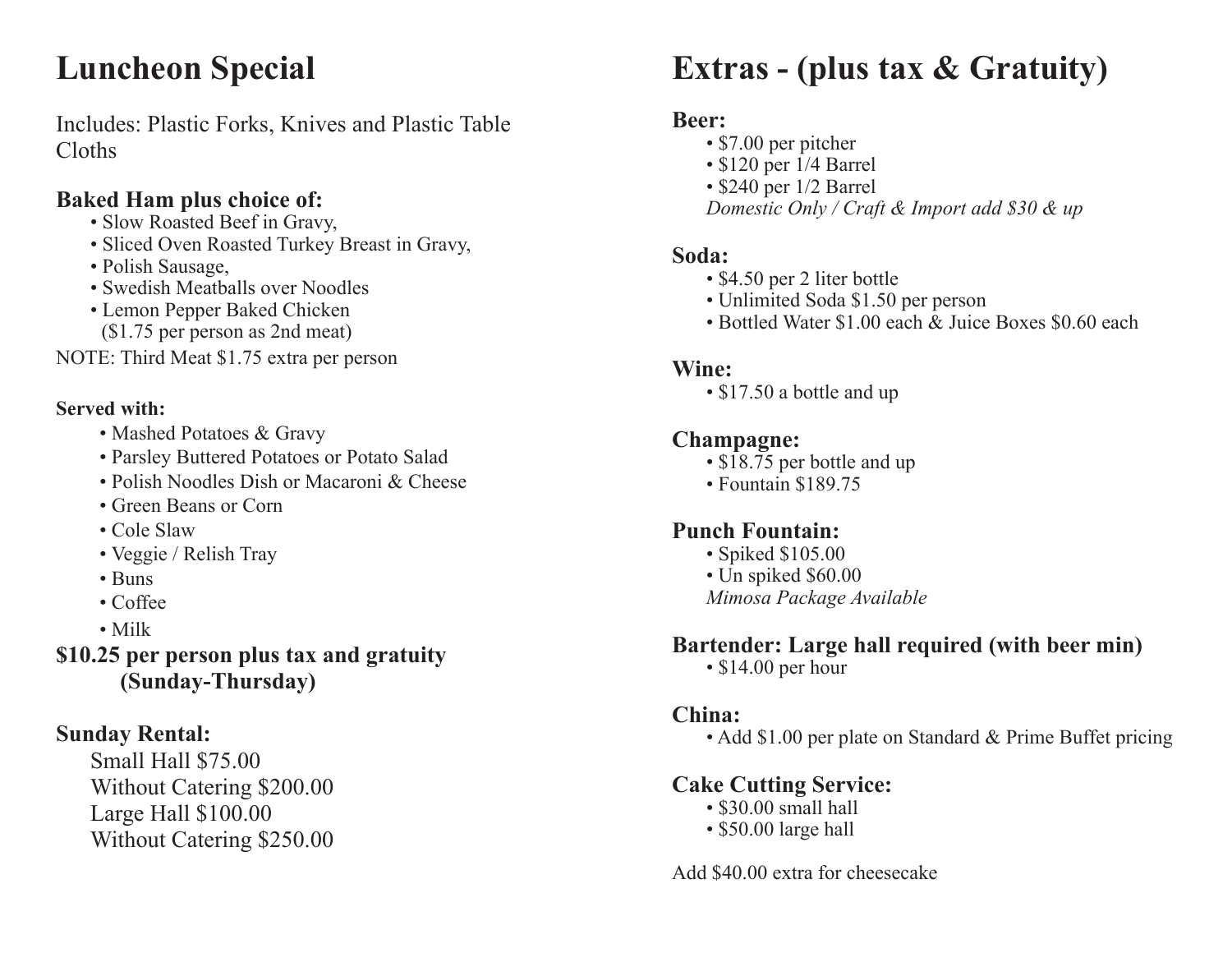# Luncheon Special

Includes: Plastic Forks, Knives and Plastic Table Cloths

### Baked Ham plus choice of:

- Slow Roasted Beef in Gravy,
- Sliced Oven Roasted Turkey Breast in Gravy,
- Polish Sausage,
- Swedish Meatballs over Noodles
- Lemon Pepper Baked Chicken ($1.75 per person as 2nd meat)

NOTE: Third Meat $1.75 extra per person

**Served with:**

- Mashed Potatoes & Gravy
- Parsley Buttered Potatoes or Potato Salad
- Polish Noodles Dish or Macaroni & Cheese
- Green Beans or Corn
- Cole Slaw
- Veggie / Relish Tray
- Buns
- Coffee
- Milk

**$10.25 per person plus tax and gratuity (Sunday-Thursday)**

### Sunday Rental:

Small Hall $75.00
Without Catering $200.00
Large Hall $100.00
Without Catering $250.00

# Extras - (plus tax & Gratuity)

### Beer:

- $7.00 per pitcher
- $120 per 1/4 Barrel
- $240 per 1/2 Barrel

*Domestic Only / Craft & Import add $30 & up*

### Soda:

- $4.50 per 2 liter bottle
- Unlimited Soda $1.50 per person
- Bottled Water $1.00 each & Juice Boxes $0.60 each

### Wine:

- $17.50 a bottle and up

### Champagne:

- $18.75 per bottle and up
- Fountain $189.75

### Punch Fountain:

- Spiked $105.00
- Un spiked $60.00

*Mimosa Package Available*

### Bartender: Large hall required (with beer min)

- $14.00 per hour

### China:

- Add $1.00 per plate on Standard & Prime Buffet pricing

### Cake Cutting Service:

- $30.00 small hall
- $50.00 large hall

Add $40.00 extra for cheesecake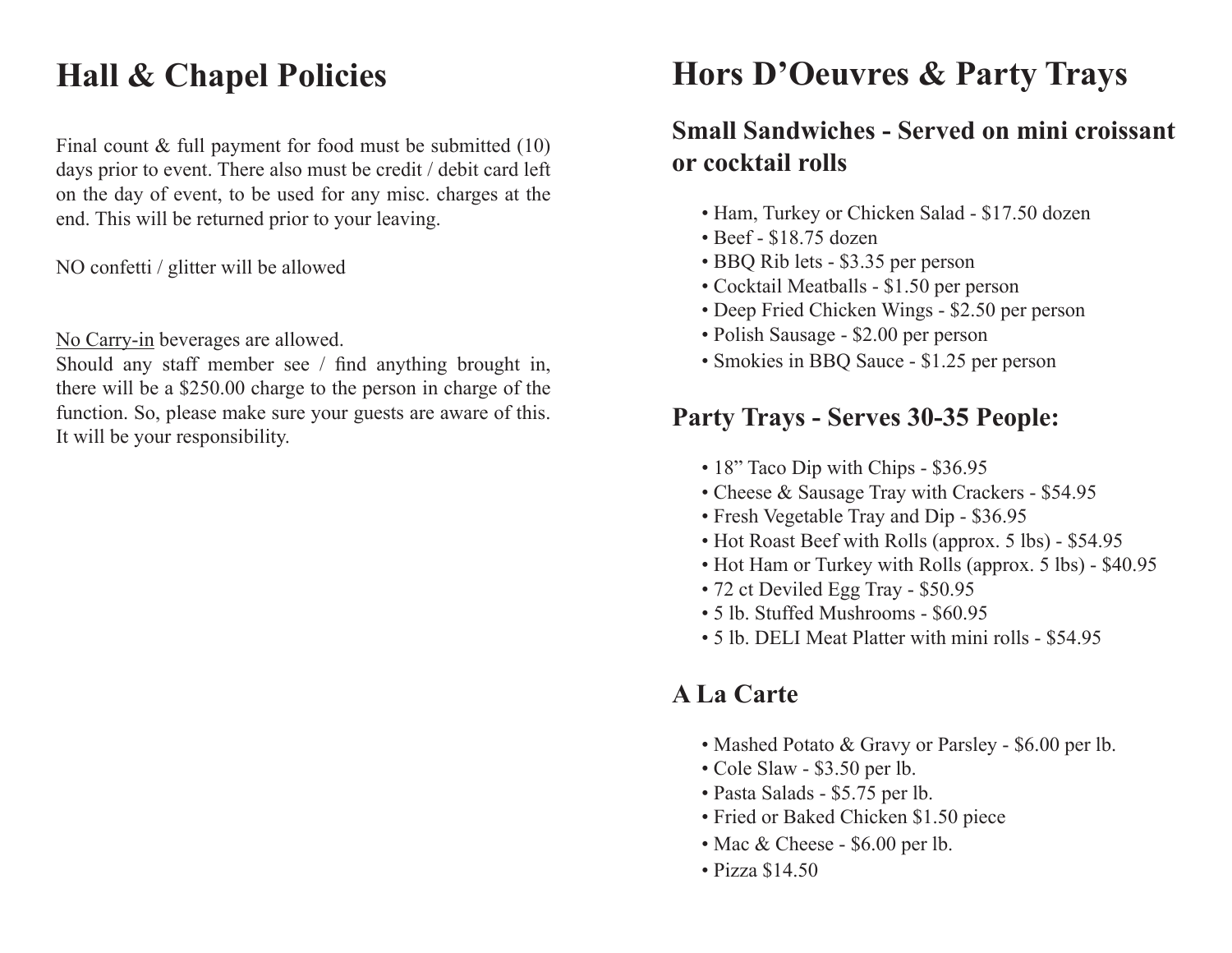# Hall & Chapel Policies

Final count & full payment for food must be submitted (10) days prior to event. There also must be credit / debit card left on the day of event, to be used for any misc. charges at the end. This will be returned prior to your leaving.

NO confetti / glitter will be allowed

No Carry-in beverages are allowed.
Should any staff member see / find anything brought in, there will be a $250.00 charge to the person in charge of the function. So, please make sure your guests are aware of this. It will be your responsibility.

# Hors D'Oeuvres & Party Trays

## Small Sandwiches - Served on mini croissant or cocktail rolls

- Ham, Turkey or Chicken Salad - $17.50 dozen
- Beef - $18.75 dozen
- BBQ Rib lets - $3.35 per person
- Cocktail Meatballs - $1.50 per person
- Deep Fried Chicken Wings - $2.50 per person
- Polish Sausage - $2.00 per person
- Smokies in BBQ Sauce - $1.25 per person

## Party Trays - Serves 30-35 People:

- 18" Taco Dip with Chips - $36.95
- Cheese & Sausage Tray with Crackers - $54.95
- Fresh Vegetable Tray and Dip - $36.95
- Hot Roast Beef with Rolls (approx. 5 lbs) - $54.95
- Hot Ham or Turkey with Rolls (approx. 5 lbs) - $40.95
- 72 ct Deviled Egg Tray - $50.95
- 5 lb. Stuffed Mushrooms - $60.95
- 5 lb. DELI Meat Platter with mini rolls - $54.95

## A La Carte

- Mashed Potato & Gravy or Parsley - $6.00 per lb.
- Cole Slaw - $3.50 per lb.
- Pasta Salads - $5.75 per lb.
- Fried or Baked Chicken $1.50 piece
- Mac & Cheese - $6.00 per lb.
- Pizza $14.50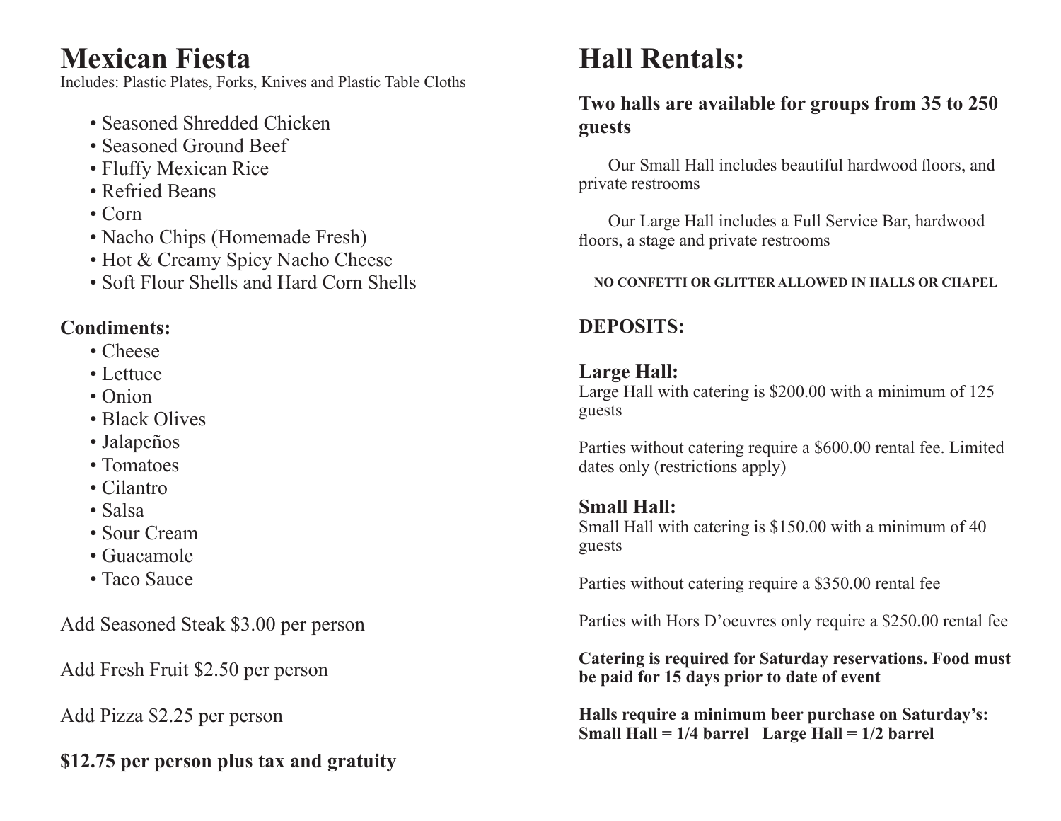# Mexican Fiesta

Includes: Plastic Plates, Forks, Knives and Plastic Table Cloths

- Seasoned Shredded Chicken
- Seasoned Ground Beef
- Fluffy Mexican Rice
- Refried Beans
- Corn
- Nacho Chips (Homemade Fresh)
- Hot & Creamy Spicy Nacho Cheese
- Soft Flour Shells and Hard Corn Shells

**Condiments:**

- Cheese
- Lettuce
- Onion
- Black Olives
- Jalapeños
- Tomatoes
- Cilantro
- Salsa
- Sour Cream
- Guacamole
- Taco Sauce

Add Seasoned Steak $3.00 per person

Add Fresh Fruit $2.50 per person

Add Pizza $2.25 per person

**$12.75 per person plus tax and gratuity**

# Hall Rentals:

### Two halls are available for groups from 35 to 250 guests

Our Small Hall includes beautiful hardwood floors, and private restrooms

Our Large Hall includes a Full Service Bar, hardwood floors, a stage and private restrooms

**NO CONFETTI OR GLITTER ALLOWED IN HALLS OR CHAPEL**

## DEPOSITS:

### Large Hall:

Large Hall with catering is $200.00 with a minimum of 125 guests

Parties without catering require a $600.00 rental fee. Limited dates only (restrictions apply)

### Small Hall:

Small Hall with catering is $150.00 with a minimum of 40 guests

Parties without catering require a $350.00 rental fee

Parties with Hors D'oeuvres only require a $250.00 rental fee

**Catering is required for Saturday reservations. Food must be paid for 15 days prior to date of event**

**Halls require a minimum beer purchase on Saturday's: Small Hall = 1/4 barrel Large Hall = 1/2 barrel**